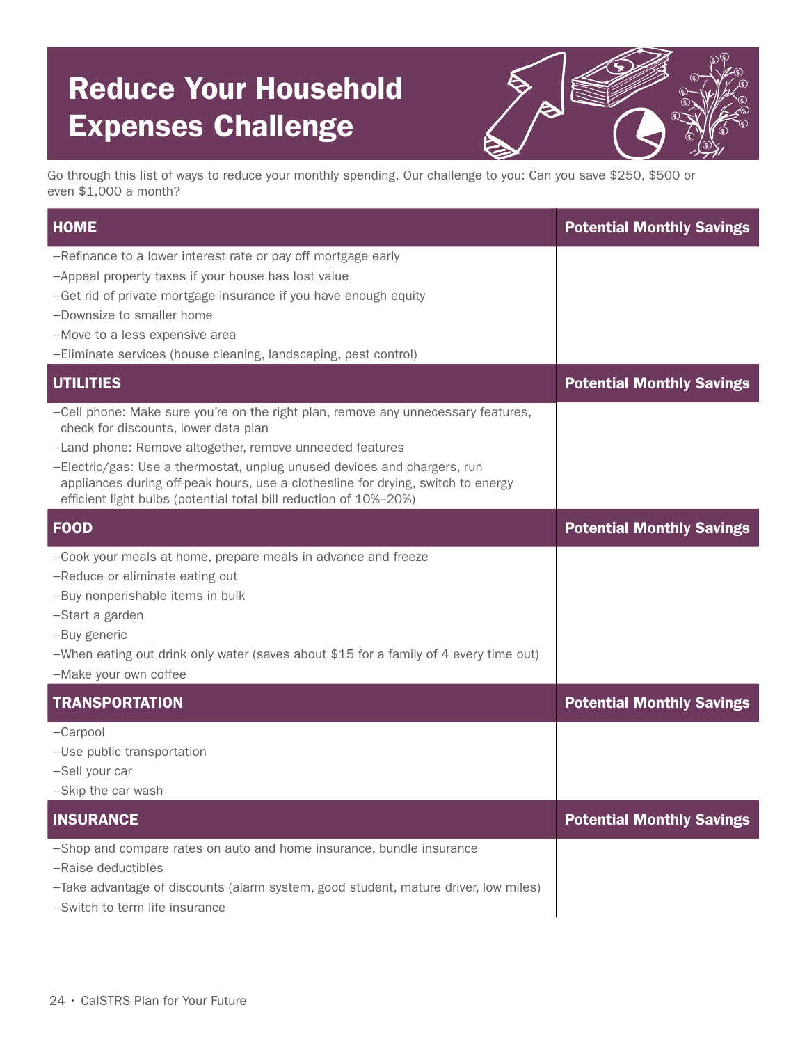# Reduce Your Household Expenses Challenge

Go through this list of ways to reduce your monthly spending. Our challenge to you: Can you save $250, $500 or even $1,000 a month?

| HOME | Potential Monthly Savings |
|---|---|
| –Refinance to a lower interest rate or pay off mortgage early<br>–Appeal property taxes if your house has lost value<br>–Get rid of private mortgage insurance if you have enough equity<br>–Downsize to smaller home<br>–Move to a less expensive area<br>–Eliminate services (house cleaning, landscaping, pest control) | |

| UTILITIES | Potential Monthly Savings |
|---|---|
| –Cell phone: Make sure you're on the right plan, remove any unnecessary features, check for discounts, lower data plan<br>–Land phone: Remove altogether, remove unneeded features<br>–Electric/gas: Use a thermostat, unplug unused devices and chargers, run appliances during off-peak hours, use a clothesline for drying, switch to energy efficient light bulbs (potential total bill reduction of 10%–20%) | |

| FOOD | Potential Monthly Savings |
|---|---|
| –Cook your meals at home, prepare meals in advance and freeze<br>–Reduce or eliminate eating out<br>–Buy nonperishable items in bulk<br>–Start a garden<br>–Buy generic<br>–When eating out drink only water (saves about $15 for a family of 4 every time out)<br>–Make your own coffee | |

| TRANSPORTATION | Potential Monthly Savings |
|---|---|
| –Carpool<br>–Use public transportation<br>–Sell your car<br>–Skip the car wash | |

| INSURANCE | Potential Monthly Savings |
|---|---|
| –Shop and compare rates on auto and home insurance, bundle insurance<br>–Raise deductibles<br>–Take advantage of discounts (alarm system, good student, mature driver, low miles)<br>–Switch to term life insurance | |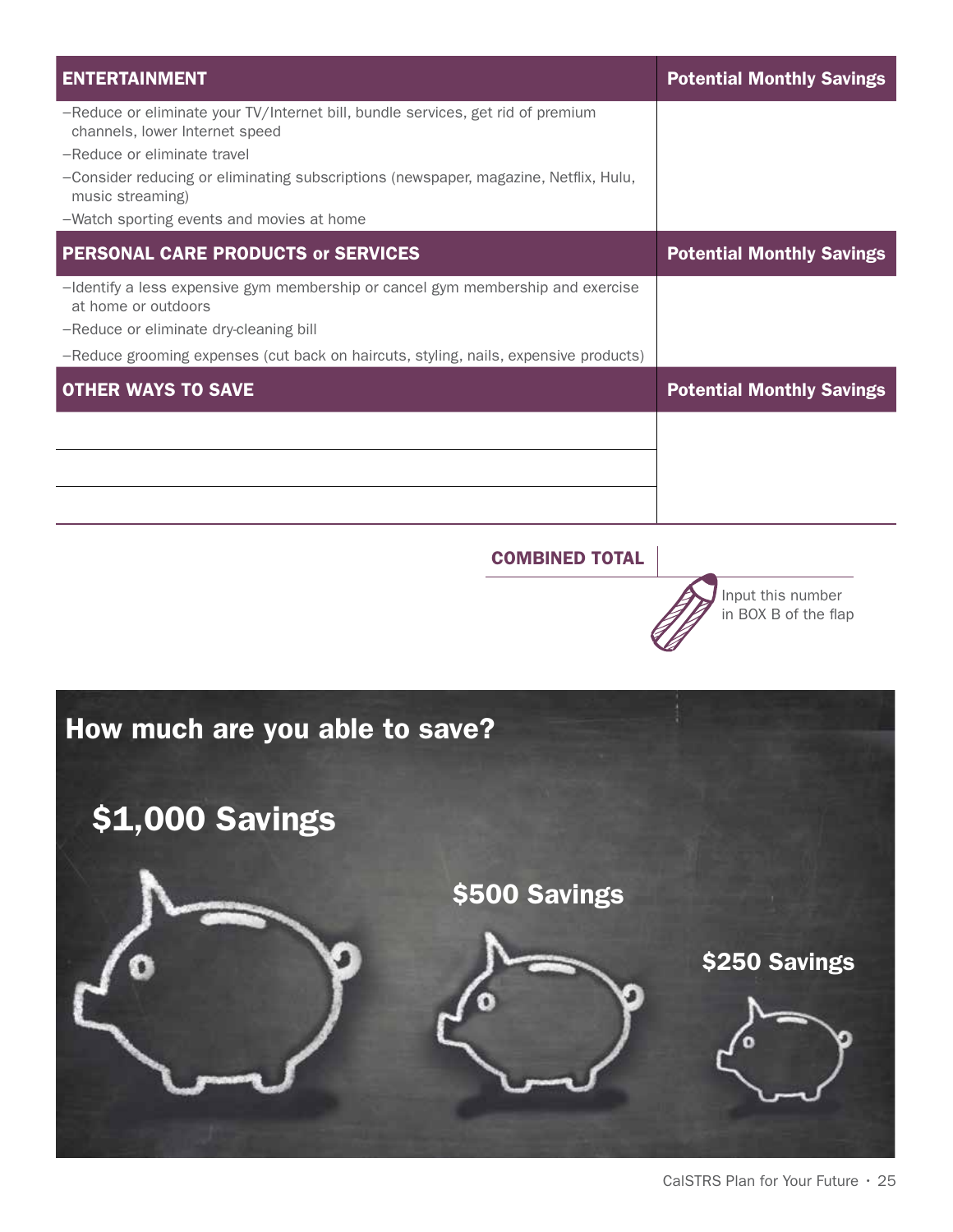| ENTERTAINMENT | Potential Monthly Savings |
|---|---|
| –Reduce or eliminate your TV/Internet bill, bundle services, get rid of premium channels, lower Internet speed<br>–Reduce or eliminate travel<br>–Consider reducing or eliminating subscriptions (newspaper, magazine, Netflix, Hulu, music streaming)<br>–Watch sporting events and movies at home | |

| PERSONAL CARE PRODUCTS or SERVICES | Potential Monthly Savings |
|---|---|
| –Identify a less expensive gym membership or cancel gym membership and exercise at home or outdoors<br>–Reduce or eliminate dry-cleaning bill<br>–Reduce grooming expenses (cut back on haircuts, styling, nails, expensive products) | |

| OTHER WAYS TO SAVE | Potential Monthly Savings |
|---|---|
| | |
| | |
| | |

**COMBINED TOTAL** ______

Input this number in BOX B of the flap

## How much are you able to save?

$1,000 Savings

$500 Savings

$250 Savings